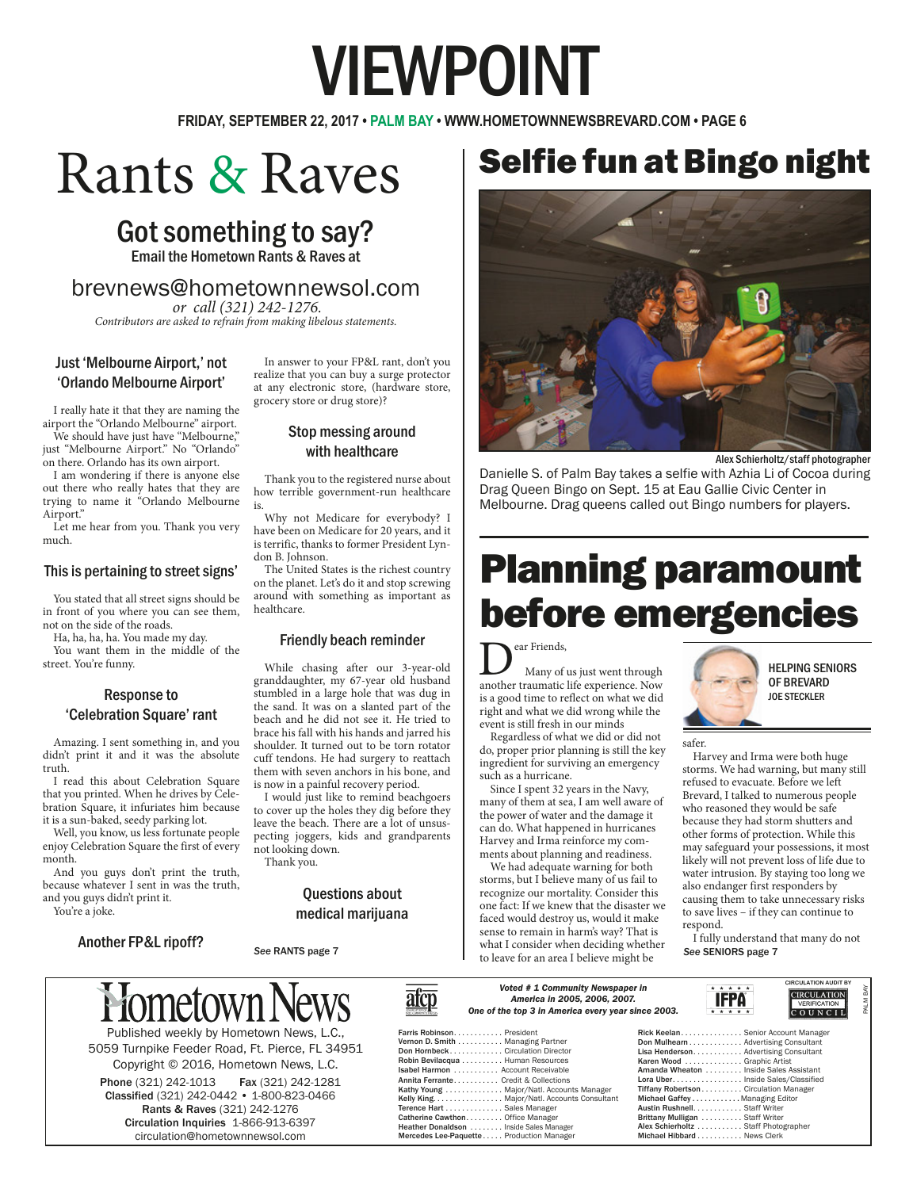# VIEWPOINT

FRIDAY, SEPTEMBER 22, 2017 • PALM BAY • WWW.HOMETOWNNEWSBREVARD.COM

# Rants & Raves

## Got something to say?

Email the Hometown Rants & Raves at

brevnews@hometownnewsol.com

*or call (321) 242-1276.*

*Contributors are asked to refrain from making libelous statements.*

### Just 'Melbourne Airport,' not 'Orlando Melbourne Airport'

I really hate it that they are naming the airport the "Orlando Melbourne" airport.

We should have just have "Melbourne," just "Melbourne Airport." No "Orlando" on there. Orlando has its own airport.

I am wondering if there is anyone else out there who really hates that they are trying to name it "Orlando Melbourne Airport."

Let me hear from you. Thank you very much.

### This is pertaining to street signs'

You stated that all street signs should be in front of you where you can see them, not on the side of the roads.

Ha, ha, ha, ha. You made my day.

You want them in the middle of the street. You're funny.

### Response to 'Celebration Square' rant

Amazing. I sent something in, and you didn't print it and it was the absolute truth.

I read this about Celebration Square that you printed. When he drives by Celebration Square, it infuriates him because it is a sun-baked, seedy parking lot.

Well, you know, us less fortunate people enjoy Celebration Square the first of every month.

And you guys don't print the truth, because whatever I sent in was the truth, and you guys didn't print it.

You're a joke.

### Another FP&L ripoff?

In answer to your FP&L rant, don't you realize that you can buy a surge protector at any electronic store, (hardware store, grocery store or drug store)?

### Stop messing around with healthcare

Thank you to the registered nurse about how terrible government-run healthcare is.

Why not Medicare for everybody? I have been on Medicare for 20 years, and it is terrific, thanks to former President Lyndon B. Johnson.

The United States is the richest country on the planet. Let's do it and stop screwing around with something as important as healthcare.

### Friendly beach reminder

While chasing after our 3-year-old granddaughter, my 67-year old husband stumbled in a large hole that was dug in the sand. It was on a slanted part of the beach and he did not see it. He tried to brace his fall with his hands and jarred his shoulder. It turned out to be torn rotator cuff tendons. He had surgery to reattach them with seven anchors in his bone, and is now in a painful recovery period.

I would just like to remind beachgoers to cover up the holes they dig before they leave the beach. There are a lot of unsuspecting joggers, kids and grandparents not looking down.

Thank you.

### Questions about medical marijuana

*See* RANTS page 7

# Selfie fun at Bingo night

Alex Schierholtz/staff photographer

Danielle S. of Palm Bay takes a selfie with Azhia Li of Cocoa during Drag Queen Bingo on Sept. 15 at Eau Gallie Civic Center in Melbourne. Drag queens called out Bingo numbers for players.

# Planning paramount before emergencies

HELPING SENIORS OF BREVARD
JOE STECKLER

Dear Friends,

Many of us just went through another traumatic life experience. Now is a good time to reflect on what we did right and what we did wrong while the event is still fresh in our minds

Regardless of what we did or did not do, proper prior planning is still the key ingredient for surviving an emergency such as a hurricane.

Since I spent 32 years in the Navy, many of them at sea, I am well aware of the power of water and the damage it can do. What happened in hurricanes Harvey and Irma reinforce my comments about planning and readiness.

We had adequate warning for both storms, but I believe many of us fail to recognize our mortality. Consider this one fact: If we knew that the disaster we faced would destroy us, would it make sense to remain in harm's way? That is what I consider when deciding whether to leave for an area I believe might be safer.

Harvey and Irma were both huge storms. We had warning, but many still refused to evacuate. Before we left Brevard, I talked to numerous people who reasoned they would be safe because they had storm shutters and other forms of protection. While this may safeguard your possessions, it most likely will not prevent loss of life due to water intrusion. By staying too long we also endanger first responders by causing them to take unnecessary risks to save lives – if they can continue to respond.

I fully understand that many do not

*See* SENIORS page 7

---

**Hometown News**

Published weekly by Hometown News, L.C.,
5059 Turnpike Feeder Road, Ft. Pierce, FL 34951
Copyright © 2016, Hometown News, L.C.

**Phone** (321) 242-1013 **Fax** (321) 242-1281
**Classified** (321) 242-0442 • 1-800-823-0466
**Rants & Raves** (321) 242-1276
**Circulation Inquiries** 1-866-913-6397
circulation@hometownnewsol.com

*Voted # 1 Community Newspaper in America in 2005, 2006, 2007.*
*One of the top 3 in America every year since 2003.*

| Name | Title |
|---|---|
| Farris Robinson | President |
| Vernon D. Smith | Managing Partner |
| Don Hornbeck | Circulation Director |
| Robin Bevilacqua | Human Resources |
| Isabel Harmon | Account Receivable |
| Annita Ferrante | Credit & Collections |
| Kathy Young | Major/Natl. Accounts Manager |
| Kelly King | Major/Natl. Accounts Consultant |
| Terence Hart | Sales Manager |
| Catherine Cawthon | Office Manager |
| Heather Donaldson | Inside Sales Manager |
| Mercedes Lee-Paquette | Production Manager |
| Rick Keelan | Senior Account Manager |
| Don Mulhearn | Advertising Consultant |
| Lisa Henderson | Advertising Consultant |
| Karen Wood | Graphic Artist |
| Amanda Wheaton | Inside Sales Assistant |
| Lora Uber | Inside Sales/Classified |
| Tiffany Robertson | Circulation Manager |
| Michael Gaffey | Managing Editor |
| Austin Rushnell | Staff Writer |
| Brittany Mulligan | Staff Writer |
| Alex Schierholtz | Staff Photographer |
| Michael Hibbard | News Clerk |

CIRCULATION AUDIT BY CIRCULATION VERIFICATION COUNCIL

PALM BAY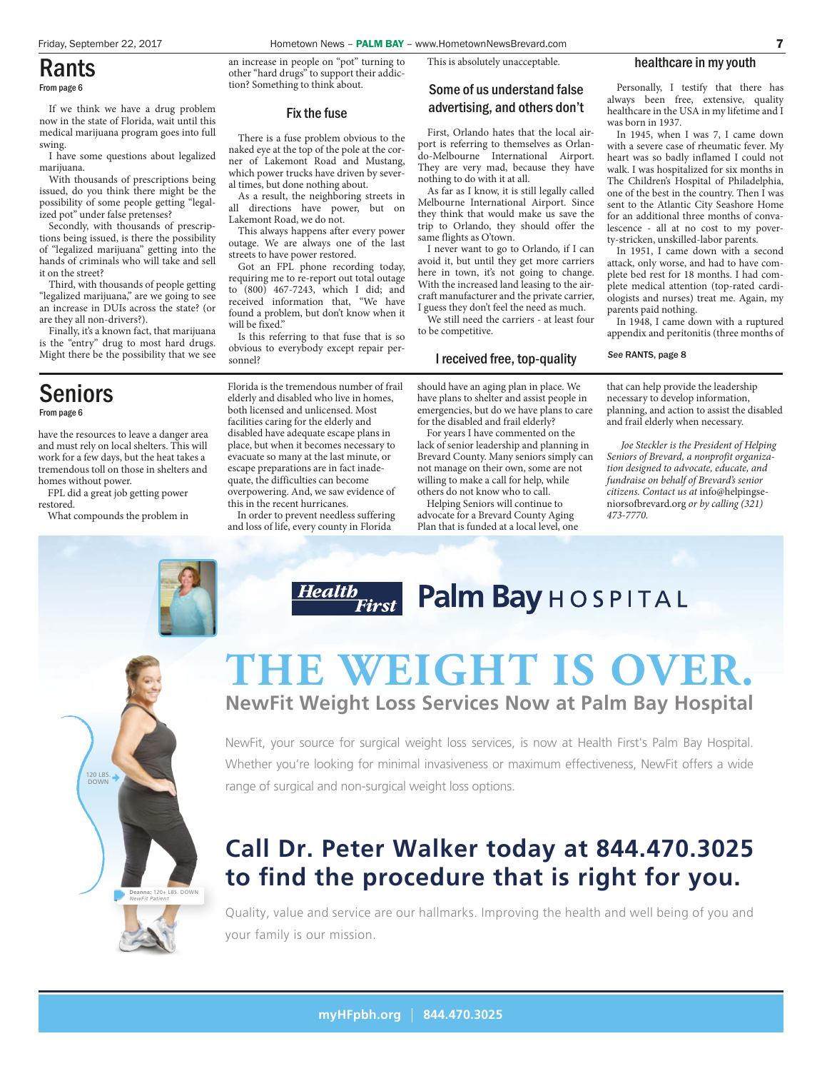## Rants

From page 6

If we think we have a drug problem now in the state of Florida, wait until this medical marijuana program goes into full swing.

I have some questions about legalized marijuana.

With thousands of prescriptions being issued, do you think there might be the possibility of some people getting "legalized pot" under false pretenses?

Secondly, with thousands of prescriptions being issued, is there the possibility of "legalized marijuana" getting into the hands of criminals who will take and sell it on the street?

Third, with thousands of people getting "legalized marijuana," are we going to see an increase in DUIs across the state? (or are they all non-drivers?).

Finally, it's a known fact, that marijuana is the "entry" drug to most hard drugs. Might there be the possibility that we see an increase in people on "pot" turning to other "hard drugs" to support their addiction? Something to think about.

### Fix the fuse

There is a fuse problem obvious to the naked eye at the top of the pole at the corner of Lakemont Road and Mustang, which power trucks have driven by several times, but done nothing about.

As a result, the neighboring streets in all directions have power, but on Lakemont Road, we do not.

This always happens after every power outage. We are always one of the last streets to have power restored.

Got an FPL phone recording today, requiring me to re-report out total outage to (800) 467-7243, which I did; and received information that, "We have found a problem, but don't know when it will be fixed."

Is this referring to that fuse that is so obvious to everybody except repair personnel?

This is absolutely unacceptable.

### Some of us understand false advertising, and others don't

First, Orlando hates that the local airport is referring to themselves as Orlando-Melbourne International Airport. They are very mad, because they have nothing to do with it at all.

As far as I know, it is still legally called Melbourne International Airport. Since they think that would make us save the trip to Orlando, they should offer the same flights as O'town.

I never want to go to Orlando, if I can avoid it, but until they get more carriers here in town, it's not going to change. With the increased land leasing to the aircraft manufacturer and the private carrier, I guess they don't feel the need as much.

We still need the carriers - at least four to be competitive.

### I received free, top-quality healthcare in my youth

Personally, I testify that there has always been free, extensive, quality healthcare in the USA in my lifetime and I was born in 1937.

In 1945, when I was 7, I came down with a severe case of rheumatic fever. My heart was so badly inflamed I could not walk. I was hospitalized for six months in The Children's Hospital of Philadelphia, one of the best in the country. Then I was sent to the Atlantic City Seashore Home for an additional three months of convalescence - all at no cost to my poverty-stricken, unskilled-labor parents.

In 1951, I came down with a second attack, only worse, and had to have complete bed rest for 18 months. I had complete medical attention (top-rated cardiologists and nurses) treat me. Again, my parents paid nothing.

In 1948, I came down with a ruptured appendix and peritonitis (three months of

*See* RANTS, page 8

## Seniors

From page 6

have the resources to leave a danger area and must rely on local shelters. This will work for a few days, but the heat takes a tremendous toll on those in shelters and homes without power.

FPL did a great job getting power restored.

What compounds the problem in Florida is the tremendous number of frail elderly and disabled who live in homes, both licensed and unlicensed. Most facilities caring for the elderly and disabled have adequate escape plans in place, but when it becomes necessary to evacuate so many at the last minute, or escape preparations are in fact inadequate, the difficulties can become overpowering. And, we saw evidence of this in the recent hurricanes.

In order to prevent needless suffering and loss of life, every county in Florida should have an aging plan in place. We have plans to shelter and assist people in emergencies, but do we have plans to care for the disabled and frail elderly?

For years I have commented on the lack of senior leadership and planning in Brevard County. Many seniors simply can not manage on their own, some are not willing to make a call for help, while others do not know who to call.

Helping Seniors will continue to advocate for a Brevard County Aging Plan that is funded at a local level, one that can help provide the leadership necessary to develop information, planning, and action to assist the disabled and frail elderly when necessary.

*Joe Steckler is the President of Helping Seniors of Brevard, a nonprofit organization designed to advocate, educate, and fundraise on behalf of Brevard's senior citizens. Contact us at* info@helpingseniorsofbrevard.org *or by calling (321) 473-7770.*

---

Health First | Palm Bay HOSPITAL

# THE WEIGHT IS OVER.

**NewFit Weight Loss Services Now at Palm Bay Hospital**

NewFit, your source for surgical weight loss services, is now at Health First's Palm Bay Hospital. Whether you're looking for minimal invasiveness or maximum effectiveness, NewFit offers a wide range of surgical and non-surgical weight loss options.

120 LBS. DOWN

Deanna: 120+ LBS. DOWN
NewFit Patient

## Call Dr. Peter Walker today at 844.470.3025 to find the procedure that is right for you.

Quality, value and service are our hallmarks. Improving the health and well being of you and your family is our mission.

myHFpbh.org | 844.470.3025